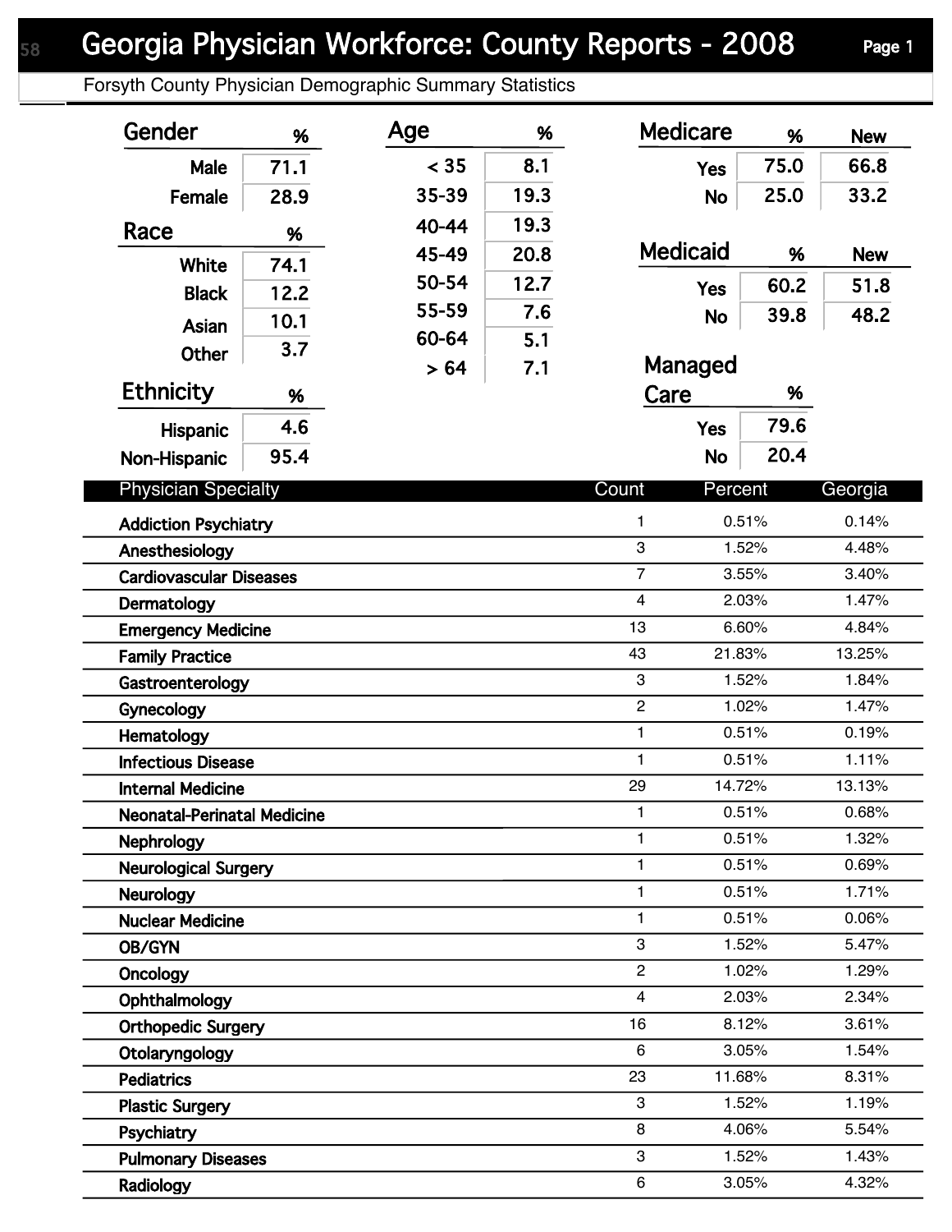# Georgia Physician Workforce: County Reports - 2008

Forsyth County Physician Demographic Summary Statistics

## Gender

| Gender | % |
|---|---|
| Male | 71.1 |
| Female | 28.9 |

## Race

| Race | % |
|---|---|
| White | 74.1 |
| Black | 12.2 |
| Asian | 10.1 |
| Other | 3.7 |

## Ethnicity

| Ethnicity | % |
|---|---|
| Hispanic | 4.6 |
| Non-Hispanic | 95.4 |

## Age

| Age | % |
|---|---|
| < 35 | 8.1 |
| 35-39 | 19.3 |
| 40-44 | 19.3 |
| 45-49 | 20.8 |
| 50-54 | 12.7 |
| 55-59 | 7.6 |
| 60-64 | 5.1 |
| > 64 | 7.1 |

## Medicare

| Medicare | % | New |
|---|---|---|
| Yes | 75.0 | 66.8 |
| No | 25.0 | 33.2 |

## Medicaid

| Medicaid | % | New |
|---|---|---|
| Yes | 60.2 | 51.8 |
| No | 39.8 | 48.2 |

## Managed Care

| Managed Care | % |
|---|---|
| Yes | 79.6 |
| No | 20.4 |

## Physician Specialty

| Physician Specialty | Count | Percent | Georgia |
|---|---|---|---|
| Addiction Psychiatry | 1 | 0.51% | 0.14% |
| Anesthesiology | 3 | 1.52% | 4.48% |
| Cardiovascular Diseases | 7 | 3.55% | 3.40% |
| Dermatology | 4 | 2.03% | 1.47% |
| Emergency Medicine | 13 | 6.60% | 4.84% |
| Family Practice | 43 | 21.83% | 13.25% |
| Gastroenterology | 3 | 1.52% | 1.84% |
| Gynecology | 2 | 1.02% | 1.47% |
| Hematology | 1 | 0.51% | 0.19% |
| Infectious Disease | 1 | 0.51% | 1.11% |
| Internal Medicine | 29 | 14.72% | 13.13% |
| Neonatal-Perinatal Medicine | 1 | 0.51% | 0.68% |
| Nephrology | 1 | 0.51% | 1.32% |
| Neurological Surgery | 1 | 0.51% | 0.69% |
| Neurology | 1 | 0.51% | 1.71% |
| Nuclear Medicine | 1 | 0.51% | 0.06% |
| OB/GYN | 3 | 1.52% | 5.47% |
| Oncology | 2 | 1.02% | 1.29% |
| Ophthalmology | 4 | 2.03% | 2.34% |
| Orthopedic Surgery | 16 | 8.12% | 3.61% |
| Otolaryngology | 6 | 3.05% | 1.54% |
| Pediatrics | 23 | 11.68% | 8.31% |
| Plastic Surgery | 3 | 1.52% | 1.19% |
| Psychiatry | 8 | 4.06% | 5.54% |
| Pulmonary Diseases | 3 | 1.52% | 1.43% |
| Radiology | 6 | 3.05% | 4.32% |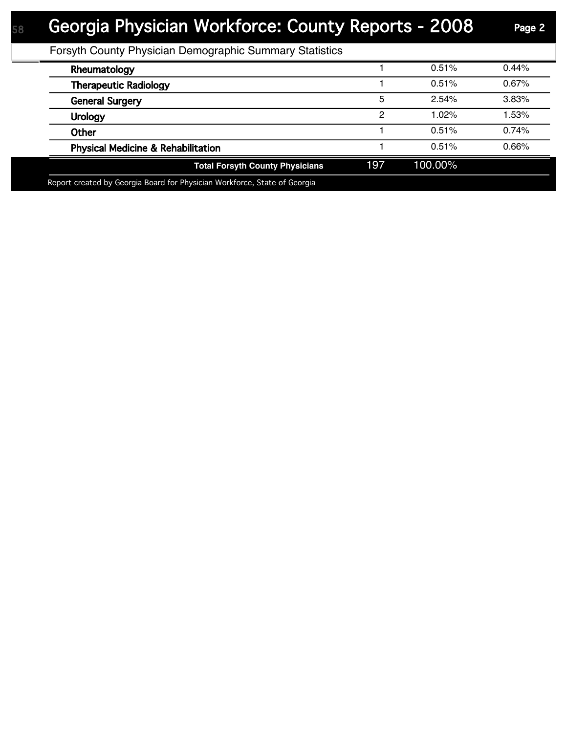Forsyth County Physician Demographic Summary Statistics

| | | | |
|---|---|---|---|
| **Rheumatology** | 1 | 0.51% | 0.44% |
| **Therapeutic Radiology** | 1 | 0.51% | 0.67% |
| **General Surgery** | 5 | 2.54% | 3.83% |
| **Urology** | 2 | 1.02% | 1.53% |
| **Other** | 1 | 0.51% | 0.74% |
| **Physical Medicine & Rehabilitation** | 1 | 0.51% | 0.66% |
| **Total Forsyth County Physicians** | 197 | 100.00% | |

Report created by Georgia Board for Physician Workforce, State of Georgia